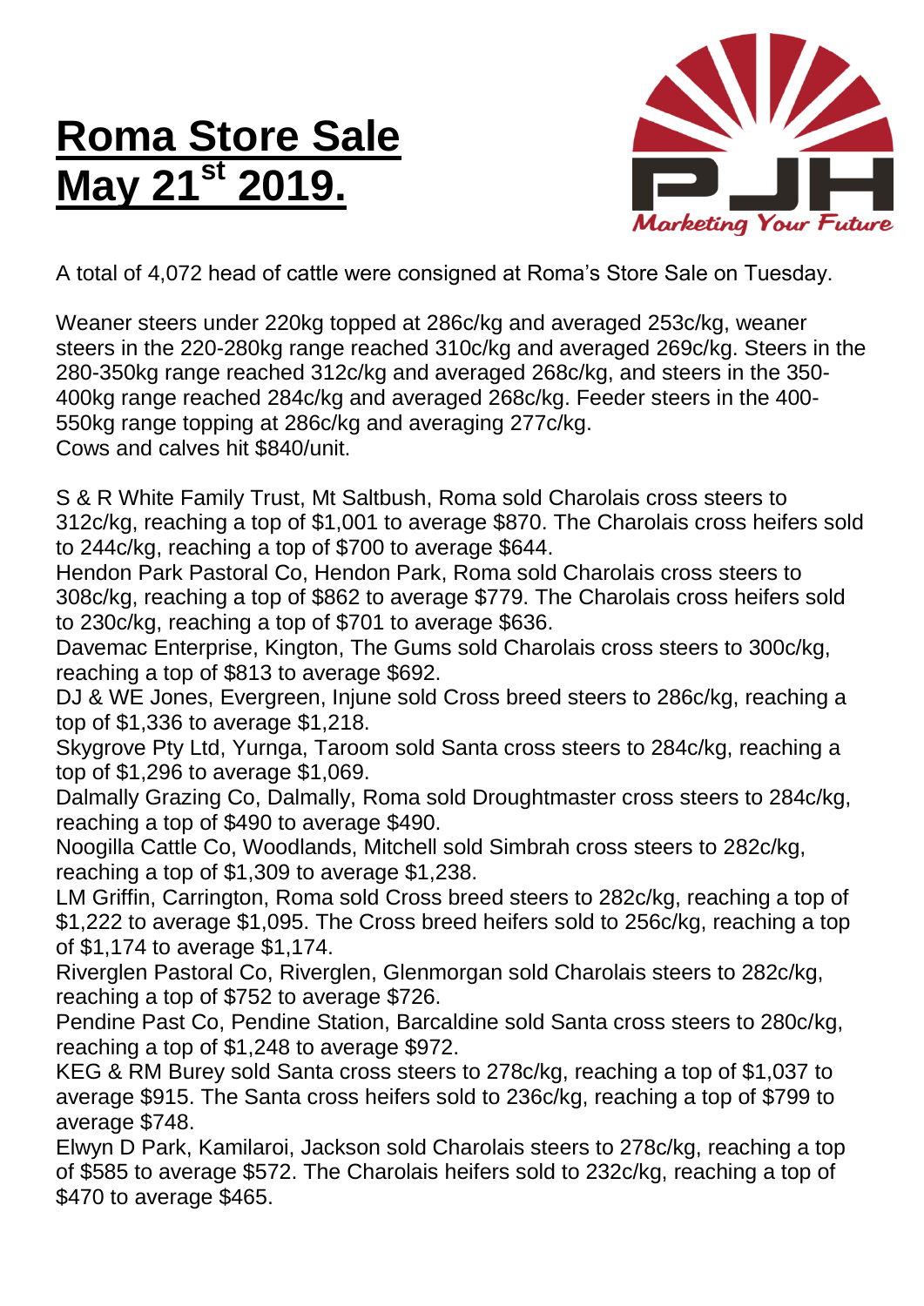# Roma Store Sale May 21st 2019.

A total of 4,072 head of cattle were consigned at Roma's Store Sale on Tuesday.

Weaner steers under 220kg topped at 286c/kg and averaged 253c/kg, weaner steers in the 220-280kg range reached 310c/kg and averaged 269c/kg. Steers in the 280-350kg range reached 312c/kg and averaged 268c/kg, and steers in the 350-400kg range reached 284c/kg and averaged 268c/kg. Feeder steers in the 400-550kg range topping at 286c/kg and averaging 277c/kg.
Cows and calves hit $840/unit.

S & R White Family Trust, Mt Saltbush, Roma sold Charolais cross steers to 312c/kg, reaching a top of $1,001 to average $870. The Charolais cross heifers sold to 244c/kg, reaching a top of $700 to average $644.
Hendon Park Pastoral Co, Hendon Park, Roma sold Charolais cross steers to 308c/kg, reaching a top of $862 to average $779. The Charolais cross heifers sold to 230c/kg, reaching a top of $701 to average $636.
Davemac Enterprise, Kington, The Gums sold Charolais cross steers to 300c/kg, reaching a top of $813 to average $692.
DJ & WE Jones, Evergreen, Injune sold Cross breed steers to 286c/kg, reaching a top of $1,336 to average $1,218.
Skygrove Pty Ltd, Yurnga, Taroom sold Santa cross steers to 284c/kg, reaching a top of $1,296 to average $1,069.
Dalmally Grazing Co, Dalmally, Roma sold Droughtmaster cross steers to 284c/kg, reaching a top of $490 to average $490.
Noogilla Cattle Co, Woodlands, Mitchell sold Simbrah cross steers to 282c/kg, reaching a top of $1,309 to average $1,238.
LM Griffin, Carrington, Roma sold Cross breed steers to 282c/kg, reaching a top of $1,222 to average $1,095. The Cross breed heifers sold to 256c/kg, reaching a top of $1,174 to average $1,174.
Riverglen Pastoral Co, Riverglen, Glenmorgan sold Charolais steers to 282c/kg, reaching a top of $752 to average $726.
Pendine Past Co, Pendine Station, Barcaldine sold Santa cross steers to 280c/kg, reaching a top of $1,248 to average $972.
KEG & RM Burey sold Santa cross steers to 278c/kg, reaching a top of $1,037 to average $915. The Santa cross heifers sold to 236c/kg, reaching a top of $799 to average $748.
Elwyn D Park, Kamilaroi, Jackson sold Charolais steers to 278c/kg, reaching a top of $585 to average $572. The Charolais heifers sold to 232c/kg, reaching a top of $470 to average $465.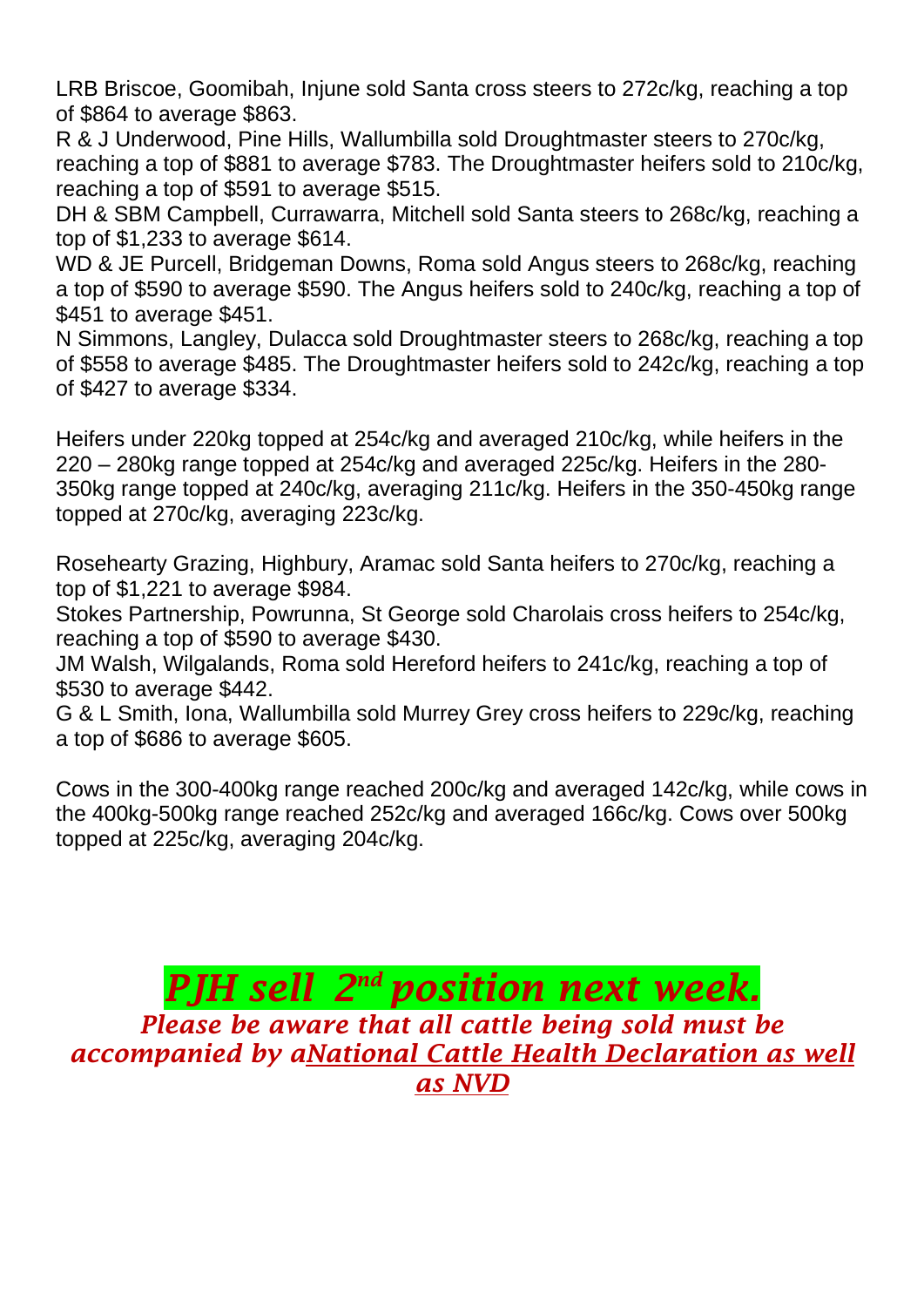LRB Briscoe, Goomibah, Injune sold Santa cross steers to 272c/kg, reaching a top of $864 to average $863.
R & J Underwood, Pine Hills, Wallumbilla sold Droughtmaster steers to 270c/kg, reaching a top of $881 to average $783. The Droughtmaster heifers sold to 210c/kg, reaching a top of $591 to average $515.
DH & SBM Campbell, Currawarra, Mitchell sold Santa steers to 268c/kg, reaching a top of $1,233 to average $614.
WD & JE Purcell, Bridgeman Downs, Roma sold Angus steers to 268c/kg, reaching a top of $590 to average $590. The Angus heifers sold to 240c/kg, reaching a top of $451 to average $451.
N Simmons, Langley, Dulacca sold Droughtmaster steers to 268c/kg, reaching a top of $558 to average $485. The Droughtmaster heifers sold to 242c/kg, reaching a top of $427 to average $334.

Heifers under 220kg topped at 254c/kg and averaged 210c/kg, while heifers in the 220 – 280kg range topped at 254c/kg and averaged 225c/kg. Heifers in the 280-350kg range topped at 240c/kg, averaging 211c/kg. Heifers in the 350-450kg range topped at 270c/kg, averaging 223c/kg.

Rosehearty Grazing, Highbury, Aramac sold Santa heifers to 270c/kg, reaching a top of $1,221 to average $984.
Stokes Partnership, Powrunna, St George sold Charolais cross heifers to 254c/kg, reaching a top of $590 to average $430.
JM Walsh, Wilgalands, Roma sold Hereford heifers to 241c/kg, reaching a top of $530 to average $442.
G & L Smith, Iona, Wallumbilla sold Murrey Grey cross heifers to 229c/kg, reaching a top of $686 to average $605.

Cows in the 300-400kg range reached 200c/kg and averaged 142c/kg, while cows in the 400kg-500kg range reached 252c/kg and averaged 166c/kg. Cows over 500kg topped at 225c/kg, averaging 204c/kg.

***PJH sell 2nd position next week.***

***Please be aware that all cattle being sold must be accompanied by aNational Cattle Health Declaration as well as NVD***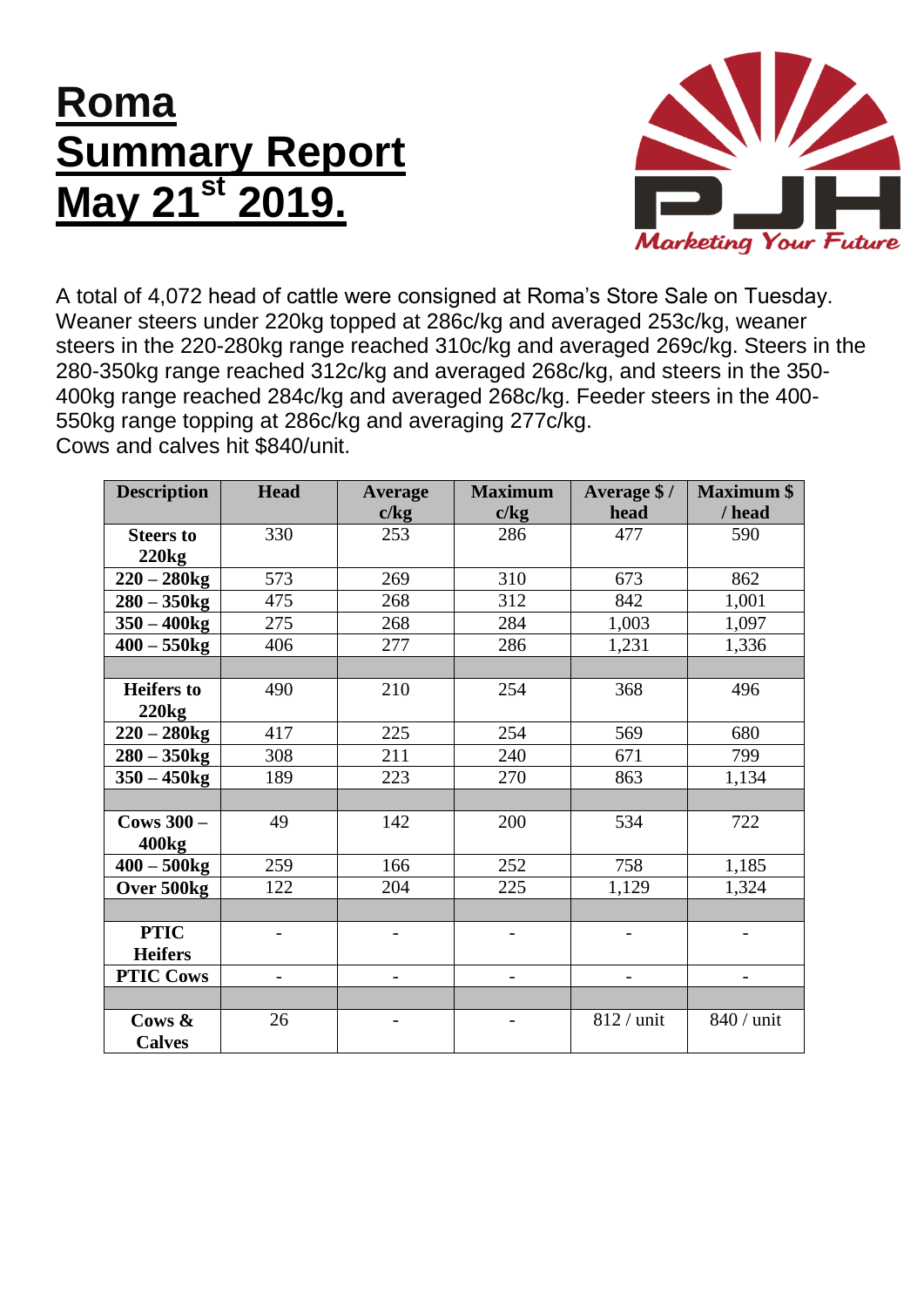# Roma
# Summary Report
# May 21st 2019.

Marketing Your Future

A total of 4,072 head of cattle were consigned at Roma's Store Sale on Tuesday. Weaner steers under 220kg topped at 286c/kg and averaged 253c/kg, weaner steers in the 220-280kg range reached 310c/kg and averaged 269c/kg. Steers in the 280-350kg range reached 312c/kg and averaged 268c/kg, and steers in the 350-400kg range reached 284c/kg and averaged 268c/kg. Feeder steers in the 400-550kg range topping at 286c/kg and averaging 277c/kg.
Cows and calves hit $840/unit.

| Description | Head | Average c/kg | Maximum c/kg | Average $ / head | Maximum $ / head |
|---|---|---|---|---|---|
| **Steers to 220kg** | 330 | 253 | 286 | 477 | 590 |
| **220 – 280kg** | 573 | 269 | 310 | 673 | 862 |
| **280 – 350kg** | 475 | 268 | 312 | 842 | 1,001 |
| **350 – 400kg** | 275 | 268 | 284 | 1,003 | 1,097 |
| **400 – 550kg** | 406 | 277 | 286 | 1,231 | 1,336 |
| | | | | | |
| **Heifers to 220kg** | 490 | 210 | 254 | 368 | 496 |
| **220 – 280kg** | 417 | 225 | 254 | 569 | 680 |
| **280 – 350kg** | 308 | 211 | 240 | 671 | 799 |
| **350 – 450kg** | 189 | 223 | 270 | 863 | 1,134 |
| | | | | | |
| **Cows 300 – 400kg** | 49 | 142 | 200 | 534 | 722 |
| **400 – 500kg** | 259 | 166 | 252 | 758 | 1,185 |
| **Over 500kg** | 122 | 204 | 225 | 1,129 | 1,324 |
| | | | | | |
| **PTIC Heifers** | - | - | - | - | - |
| **PTIC Cows** | - | - | - | - | - |
| | | | | | |
| **Cows & Calves** | 26 | - | - | 812 / unit | 840 / unit |